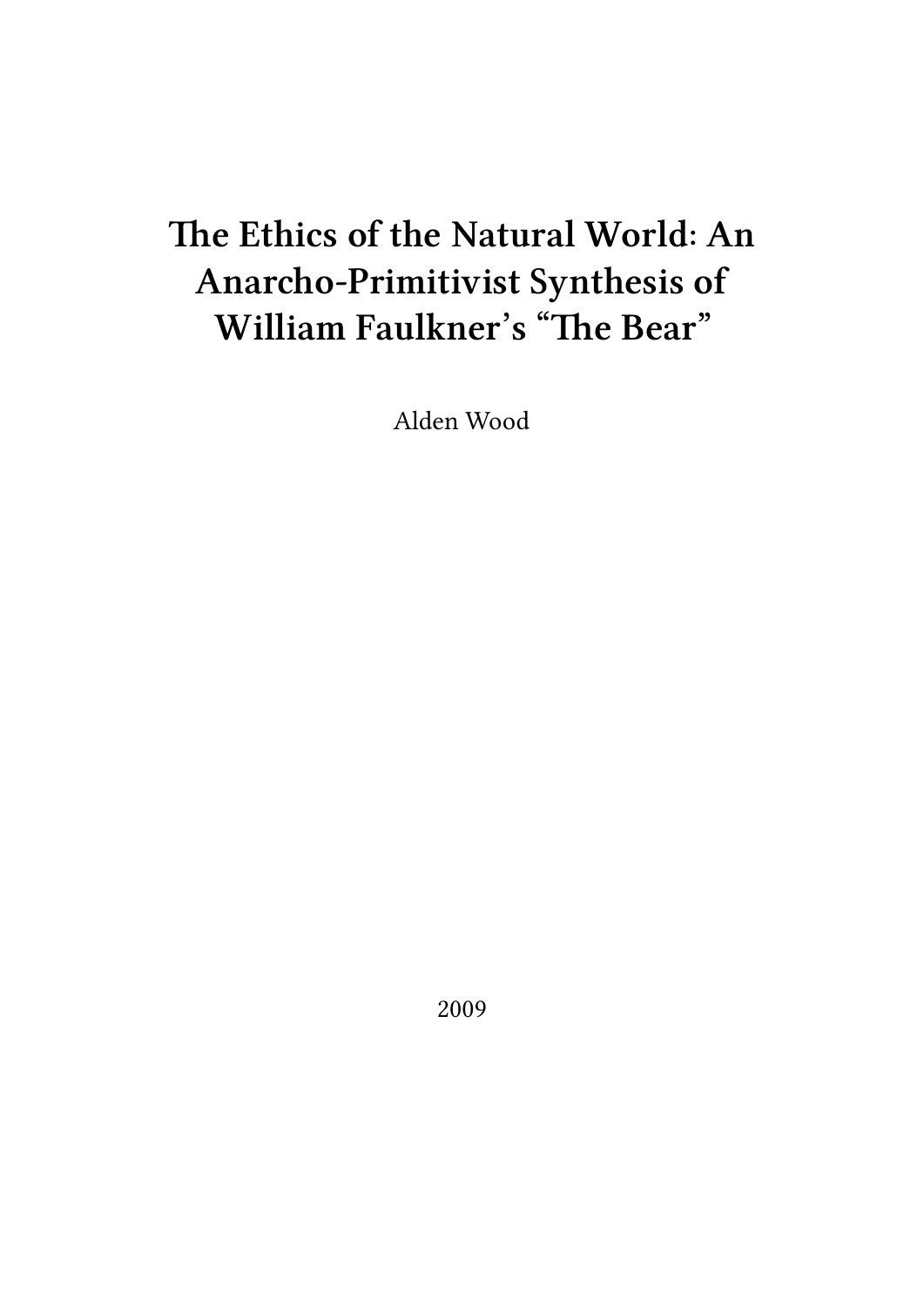# The Ethics of the Natural World: An Anarcho-Primitivist Synthesis of William Faulkner's "The Bear"

Alden Wood

2009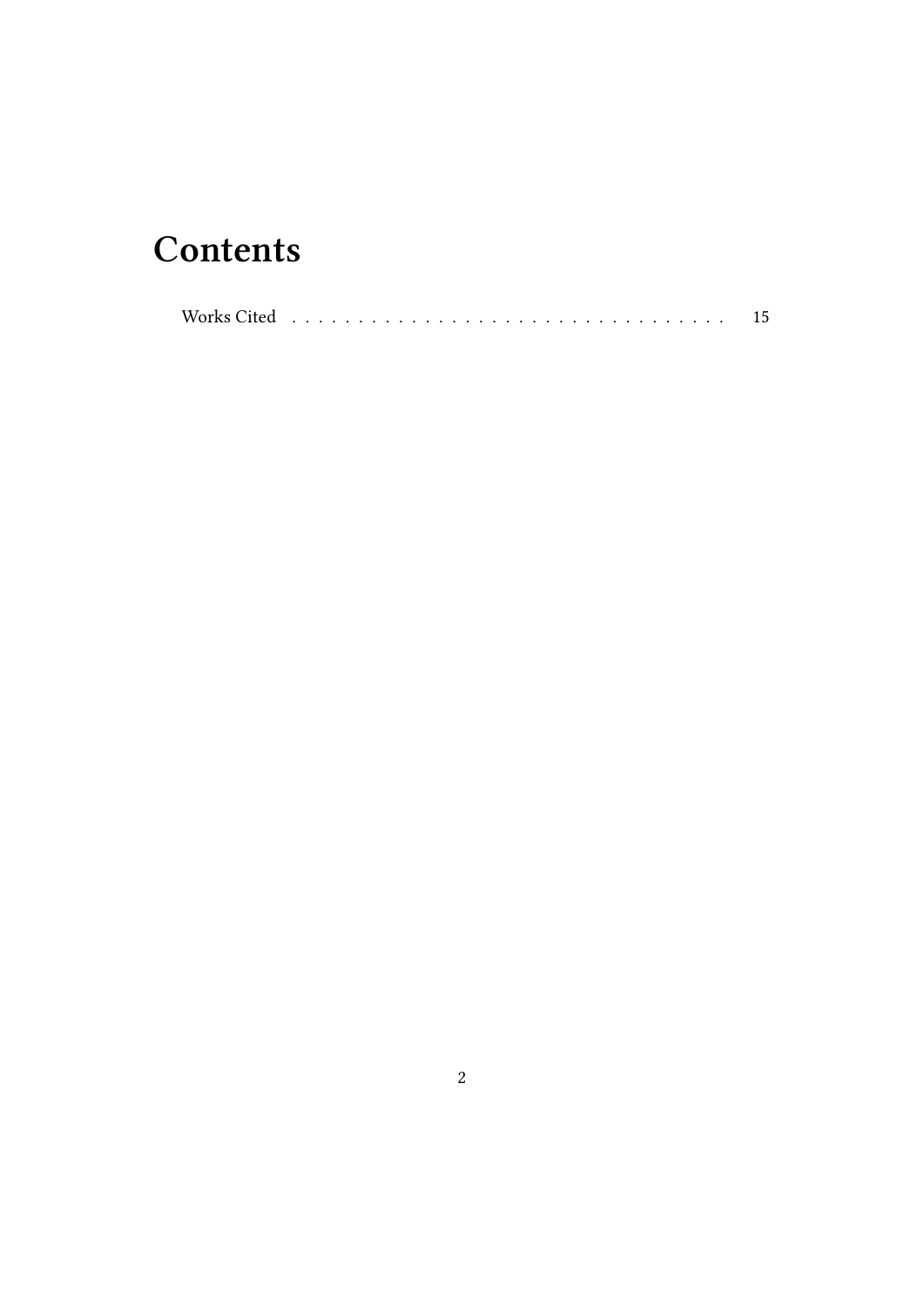# Contents

Works Cited . . . . . . . . . . . . . . . . . . . . . . . . . . . . . . . . . 15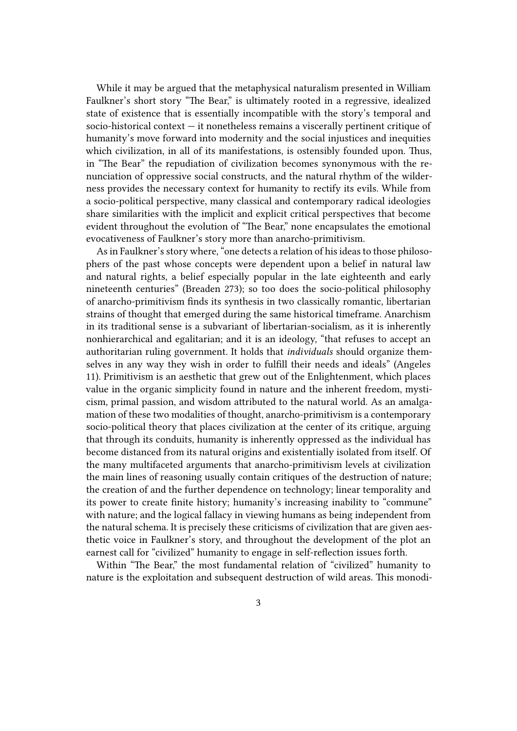While it may be argued that the metaphysical naturalism presented in William Faulkner's short story "The Bear," is ultimately rooted in a regressive, idealized state of existence that is essentially incompatible with the story's temporal and socio-historical context — it nonetheless remains a viscerally pertinent critique of humanity's move forward into modernity and the social injustices and inequities which civilization, in all of its manifestations, is ostensibly founded upon. Thus, in "The Bear" the repudiation of civilization becomes synonymous with the renunciation of oppressive social constructs, and the natural rhythm of the wilderness provides the necessary context for humanity to rectify its evils. While from a socio-political perspective, many classical and contemporary radical ideologies share similarities with the implicit and explicit critical perspectives that become evident throughout the evolution of "The Bear," none encapsulates the emotional evocativeness of Faulkner's story more than anarcho-primitivism.

As in Faulkner's story where, "one detects a relation of his ideas to those philosophers of the past whose concepts were dependent upon a belief in natural law and natural rights, a belief especially popular in the late eighteenth and early nineteenth centuries" (Breaden 273); so too does the socio-political philosophy of anarcho-primitivism finds its synthesis in two classically romantic, libertarian strains of thought that emerged during the same historical timeframe. Anarchism in its traditional sense is a subvariant of libertarian-socialism, as it is inherently nonhierarchical and egalitarian; and it is an ideology, "that refuses to accept an authoritarian ruling government. It holds that *individuals* should organize themselves in any way they wish in order to fulfill their needs and ideals" (Angeles 11). Primitivism is an aesthetic that grew out of the Enlightenment, which places value in the organic simplicity found in nature and the inherent freedom, mysticism, primal passion, and wisdom attributed to the natural world. As an amalgamation of these two modalities of thought, anarcho-primitivism is a contemporary socio-political theory that places civilization at the center of its critique, arguing that through its conduits, humanity is inherently oppressed as the individual has become distanced from its natural origins and existentially isolated from itself. Of the many multifaceted arguments that anarcho-primitivism levels at civilization the main lines of reasoning usually contain critiques of the destruction of nature; the creation of and the further dependence on technology; linear temporality and its power to create finite history; humanity's increasing inability to "commune" with nature; and the logical fallacy in viewing humans as being independent from the natural schema. It is precisely these criticisms of civilization that are given aesthetic voice in Faulkner's story, and throughout the development of the plot an earnest call for "civilized" humanity to engage in self-reflection issues forth.

Within "The Bear," the most fundamental relation of "civilized" humanity to nature is the exploitation and subsequent destruction of wild areas. This monodi-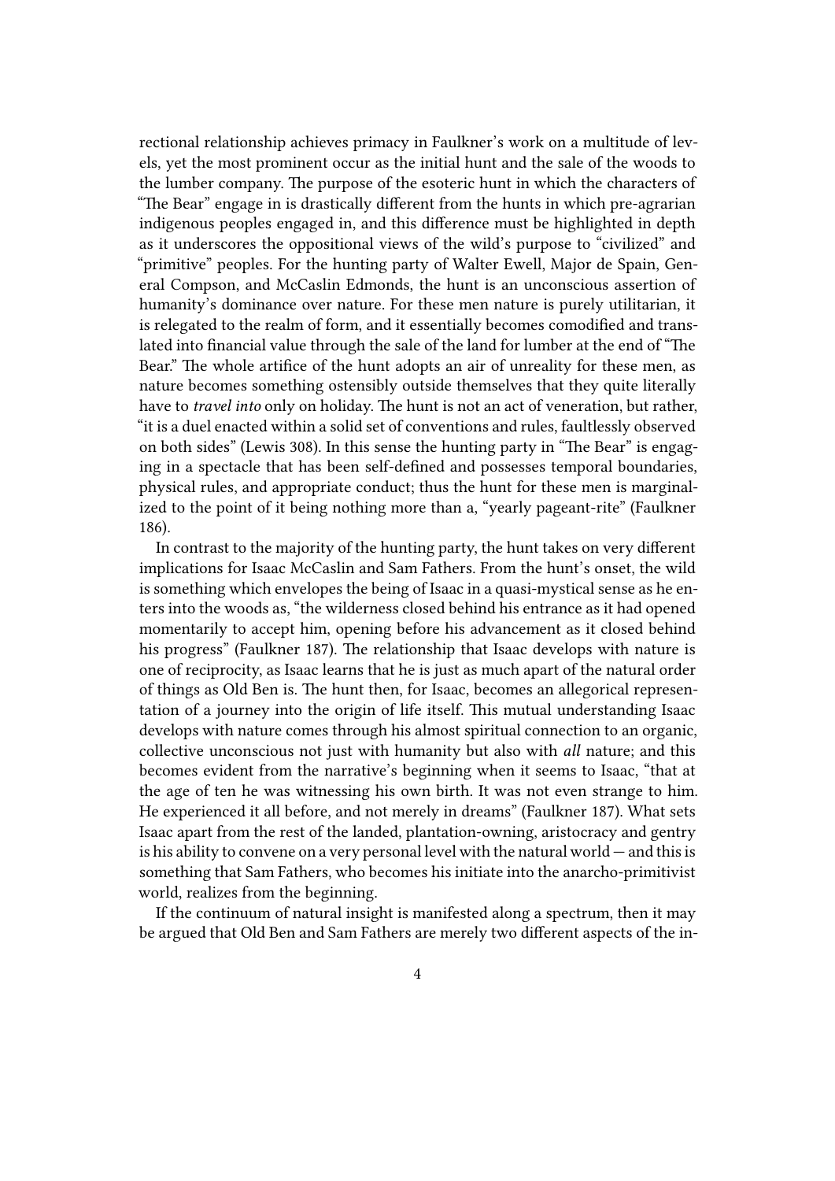rectional relationship achieves primacy in Faulkner's work on a multitude of levels, yet the most prominent occur as the initial hunt and the sale of the woods to the lumber company. The purpose of the esoteric hunt in which the characters of "The Bear" engage in is drastically different from the hunts in which pre-agrarian indigenous peoples engaged in, and this difference must be highlighted in depth as it underscores the oppositional views of the wild's purpose to "civilized" and "primitive" peoples. For the hunting party of Walter Ewell, Major de Spain, General Compson, and McCaslin Edmonds, the hunt is an unconscious assertion of humanity's dominance over nature. For these men nature is purely utilitarian, it is relegated to the realm of form, and it essentially becomes comodified and translated into financial value through the sale of the land for lumber at the end of "The Bear." The whole artifice of the hunt adopts an air of unreality for these men, as nature becomes something ostensibly outside themselves that they quite literally have to *travel into* only on holiday. The hunt is not an act of veneration, but rather, "it is a duel enacted within a solid set of conventions and rules, faultlessly observed on both sides" (Lewis 308). In this sense the hunting party in "The Bear" is engaging in a spectacle that has been self-defined and possesses temporal boundaries, physical rules, and appropriate conduct; thus the hunt for these men is marginalized to the point of it being nothing more than a, "yearly pageant-rite" (Faulkner 186).

In contrast to the majority of the hunting party, the hunt takes on very different implications for Isaac McCaslin and Sam Fathers. From the hunt's onset, the wild is something which envelopes the being of Isaac in a quasi-mystical sense as he enters into the woods as, "the wilderness closed behind his entrance as it had opened momentarily to accept him, opening before his advancement as it closed behind his progress" (Faulkner 187). The relationship that Isaac develops with nature is one of reciprocity, as Isaac learns that he is just as much apart of the natural order of things as Old Ben is. The hunt then, for Isaac, becomes an allegorical representation of a journey into the origin of life itself. This mutual understanding Isaac develops with nature comes through his almost spiritual connection to an organic, collective unconscious not just with humanity but also with *all* nature; and this becomes evident from the narrative's beginning when it seems to Isaac, "that at the age of ten he was witnessing his own birth. It was not even strange to him. He experienced it all before, and not merely in dreams" (Faulkner 187). What sets Isaac apart from the rest of the landed, plantation-owning, aristocracy and gentry is his ability to convene on a very personal level with the natural world — and this is something that Sam Fathers, who becomes his initiate into the anarcho-primitivist world, realizes from the beginning.

If the continuum of natural insight is manifested along a spectrum, then it may be argued that Old Ben and Sam Fathers are merely two different aspects of the in-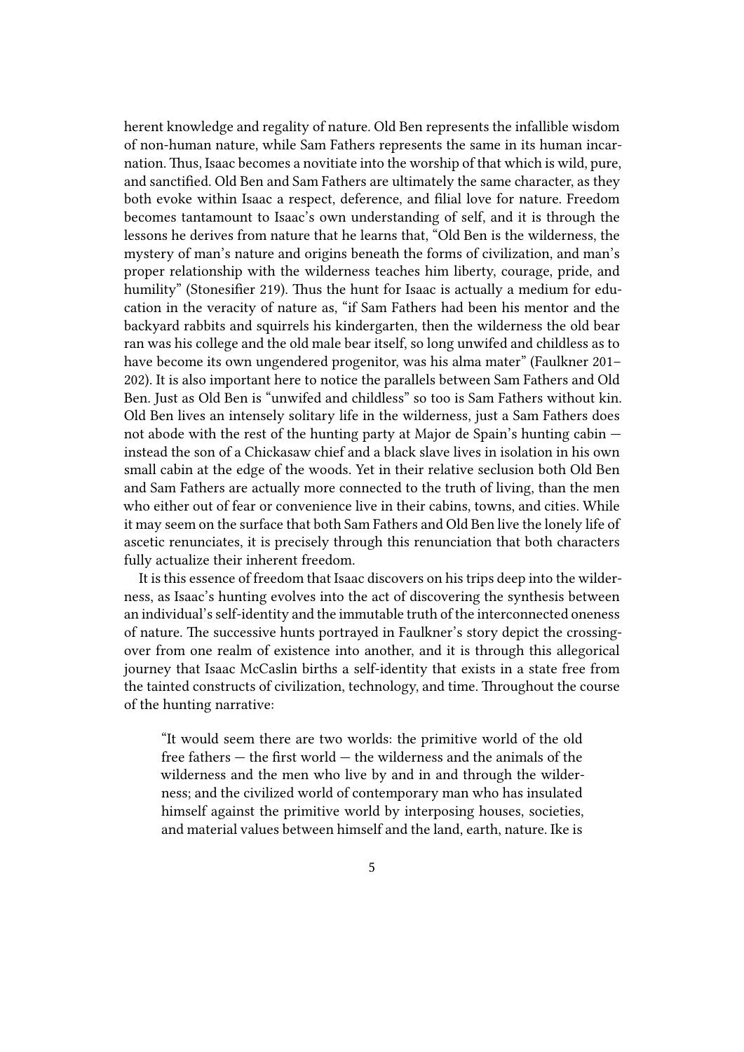herent knowledge and regality of nature. Old Ben represents the infallible wisdom of non-human nature, while Sam Fathers represents the same in its human incarnation. Thus, Isaac becomes a novitiate into the worship of that which is wild, pure, and sanctified. Old Ben and Sam Fathers are ultimately the same character, as they both evoke within Isaac a respect, deference, and filial love for nature. Freedom becomes tantamount to Isaac's own understanding of self, and it is through the lessons he derives from nature that he learns that, "Old Ben is the wilderness, the mystery of man's nature and origins beneath the forms of civilization, and man's proper relationship with the wilderness teaches him liberty, courage, pride, and humility" (Stonesifier 219). Thus the hunt for Isaac is actually a medium for education in the veracity of nature as, "if Sam Fathers had been his mentor and the backyard rabbits and squirrels his kindergarten, then the wilderness the old bear ran was his college and the old male bear itself, so long unwifed and childless as to have become its own ungendered progenitor, was his alma mater" (Faulkner 201–202). It is also important here to notice the parallels between Sam Fathers and Old Ben. Just as Old Ben is "unwifed and childless" so too is Sam Fathers without kin. Old Ben lives an intensely solitary life in the wilderness, just a Sam Fathers does not abode with the rest of the hunting party at Major de Spain's hunting cabin — instead the son of a Chickasaw chief and a black slave lives in isolation in his own small cabin at the edge of the woods. Yet in their relative seclusion both Old Ben and Sam Fathers are actually more connected to the truth of living, than the men who either out of fear or convenience live in their cabins, towns, and cities. While it may seem on the surface that both Sam Fathers and Old Ben live the lonely life of ascetic renunciates, it is precisely through this renunciation that both characters fully actualize their inherent freedom.

It is this essence of freedom that Isaac discovers on his trips deep into the wilderness, as Isaac's hunting evolves into the act of discovering the synthesis between an individual's self-identity and the immutable truth of the interconnected oneness of nature. The successive hunts portrayed in Faulkner's story depict the crossing-over from one realm of existence into another, and it is through this allegorical journey that Isaac McCaslin births a self-identity that exists in a state free from the tainted constructs of civilization, technology, and time. Throughout the course of the hunting narrative:

> "It would seem there are two worlds: the primitive world of the old free fathers — the first world — the wilderness and the animals of the wilderness and the men who live by and in and through the wilderness; and the civilized world of contemporary man who has insulated himself against the primitive world by interposing houses, societies, and material values between himself and the land, earth, nature. Ike is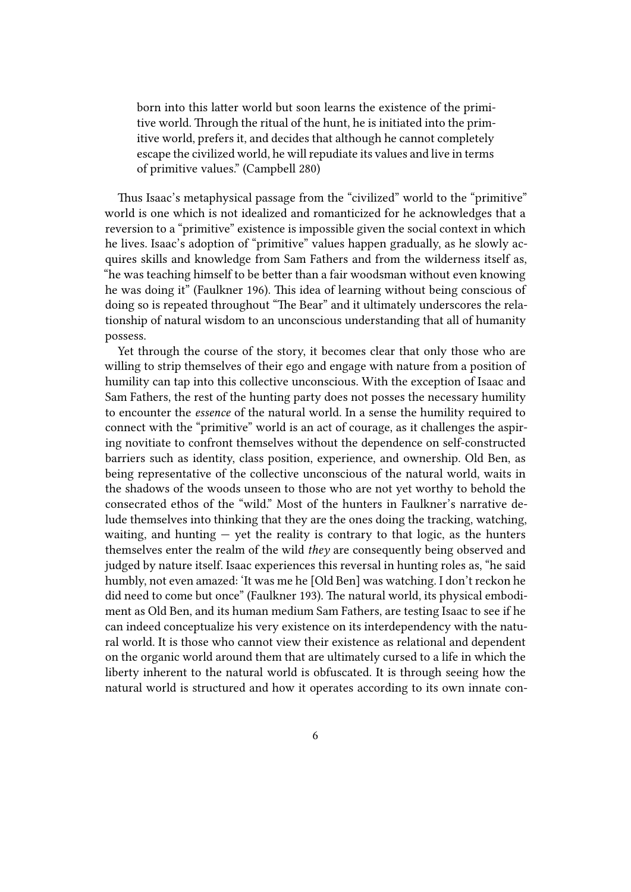> born into this latter world but soon learns the existence of the primitive world. Through the ritual of the hunt, he is initiated into the primitive world, prefers it, and decides that although he cannot completely escape the civilized world, he will repudiate its values and live in terms of primitive values." (Campbell 280)

Thus Isaac's metaphysical passage from the "civilized" world to the "primitive" world is one which is not idealized and romanticized for he acknowledges that a reversion to a "primitive" existence is impossible given the social context in which he lives. Isaac's adoption of "primitive" values happen gradually, as he slowly acquires skills and knowledge from Sam Fathers and from the wilderness itself as, "he was teaching himself to be better than a fair woodsman without even knowing he was doing it" (Faulkner 196). This idea of learning without being conscious of doing so is repeated throughout "The Bear" and it ultimately underscores the relationship of natural wisdom to an unconscious understanding that all of humanity possess.

Yet through the course of the story, it becomes clear that only those who are willing to strip themselves of their ego and engage with nature from a position of humility can tap into this collective unconscious. With the exception of Isaac and Sam Fathers, the rest of the hunting party does not posses the necessary humility to encounter the *essence* of the natural world. In a sense the humility required to connect with the "primitive" world is an act of courage, as it challenges the aspiring novitiate to confront themselves without the dependence on self-constructed barriers such as identity, class position, experience, and ownership. Old Ben, as being representative of the collective unconscious of the natural world, waits in the shadows of the woods unseen to those who are not yet worthy to behold the consecrated ethos of the "wild." Most of the hunters in Faulkner's narrative delude themselves into thinking that they are the ones doing the tracking, watching, waiting, and hunting — yet the reality is contrary to that logic, as the hunters themselves enter the realm of the wild *they* are consequently being observed and judged by nature itself. Isaac experiences this reversal in hunting roles as, "he said humbly, not even amazed: 'It was me he [Old Ben] was watching. I don't reckon he did need to come but once" (Faulkner 193). The natural world, its physical embodiment as Old Ben, and its human medium Sam Fathers, are testing Isaac to see if he can indeed conceptualize his very existence on its interdependency with the natural world. It is those who cannot view their existence as relational and dependent on the organic world around them that are ultimately cursed to a life in which the liberty inherent to the natural world is obfuscated. It is through seeing how the natural world is structured and how it operates according to its own innate con-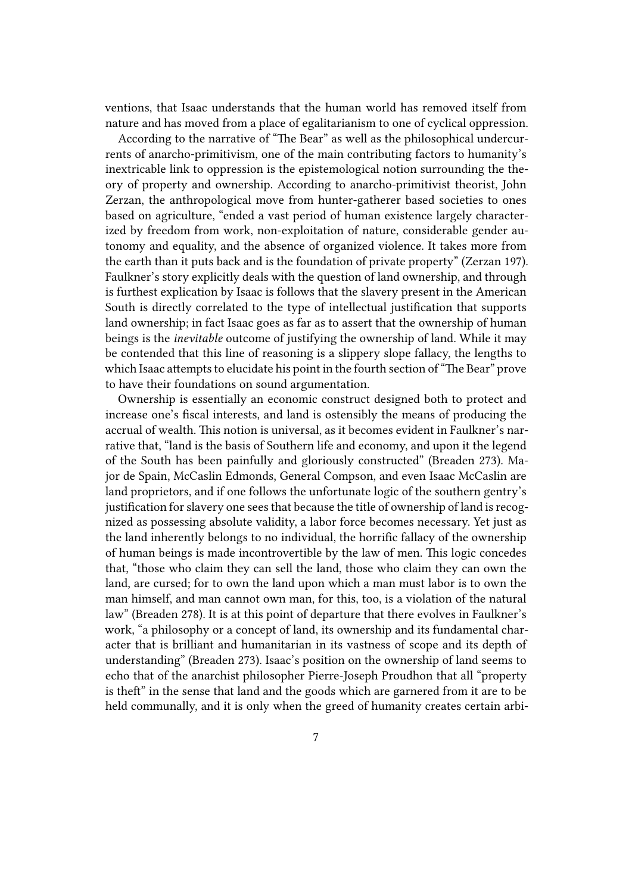ventions, that Isaac understands that the human world has removed itself from nature and has moved from a place of egalitarianism to one of cyclical oppression.

According to the narrative of "The Bear" as well as the philosophical undercurrents of anarcho-primitivism, one of the main contributing factors to humanity's inextricable link to oppression is the epistemological notion surrounding the theory of property and ownership. According to anarcho-primitivist theorist, John Zerzan, the anthropological move from hunter-gatherer based societies to ones based on agriculture, "ended a vast period of human existence largely characterized by freedom from work, non-exploitation of nature, considerable gender autonomy and equality, and the absence of organized violence. It takes more from the earth than it puts back and is the foundation of private property" (Zerzan 197). Faulkner's story explicitly deals with the question of land ownership, and through is furthest explication by Isaac is follows that the slavery present in the American South is directly correlated to the type of intellectual justification that supports land ownership; in fact Isaac goes as far as to assert that the ownership of human beings is the *inevitable* outcome of justifying the ownership of land. While it may be contended that this line of reasoning is a slippery slope fallacy, the lengths to which Isaac attempts to elucidate his point in the fourth section of "The Bear" prove to have their foundations on sound argumentation.

Ownership is essentially an economic construct designed both to protect and increase one's fiscal interests, and land is ostensibly the means of producing the accrual of wealth. This notion is universal, as it becomes evident in Faulkner's narrative that, "land is the basis of Southern life and economy, and upon it the legend of the South has been painfully and gloriously constructed" (Breaden 273). Major de Spain, McCaslin Edmonds, General Compson, and even Isaac McCaslin are land proprietors, and if one follows the unfortunate logic of the southern gentry's justification for slavery one sees that because the title of ownership of land is recognized as possessing absolute validity, a labor force becomes necessary. Yet just as the land inherently belongs to no individual, the horrific fallacy of the ownership of human beings is made incontrovertible by the law of men. This logic concedes that, "those who claim they can sell the land, those who claim they can own the land, are cursed; for to own the land upon which a man must labor is to own the man himself, and man cannot own man, for this, too, is a violation of the natural law" (Breaden 278). It is at this point of departure that there evolves in Faulkner's work, "a philosophy or a concept of land, its ownership and its fundamental character that is brilliant and humanitarian in its vastness of scope and its depth of understanding" (Breaden 273). Isaac's position on the ownership of land seems to echo that of the anarchist philosopher Pierre-Joseph Proudhon that all "property is theft" in the sense that land and the goods which are garnered from it are to be held communally, and it is only when the greed of humanity creates certain arbi-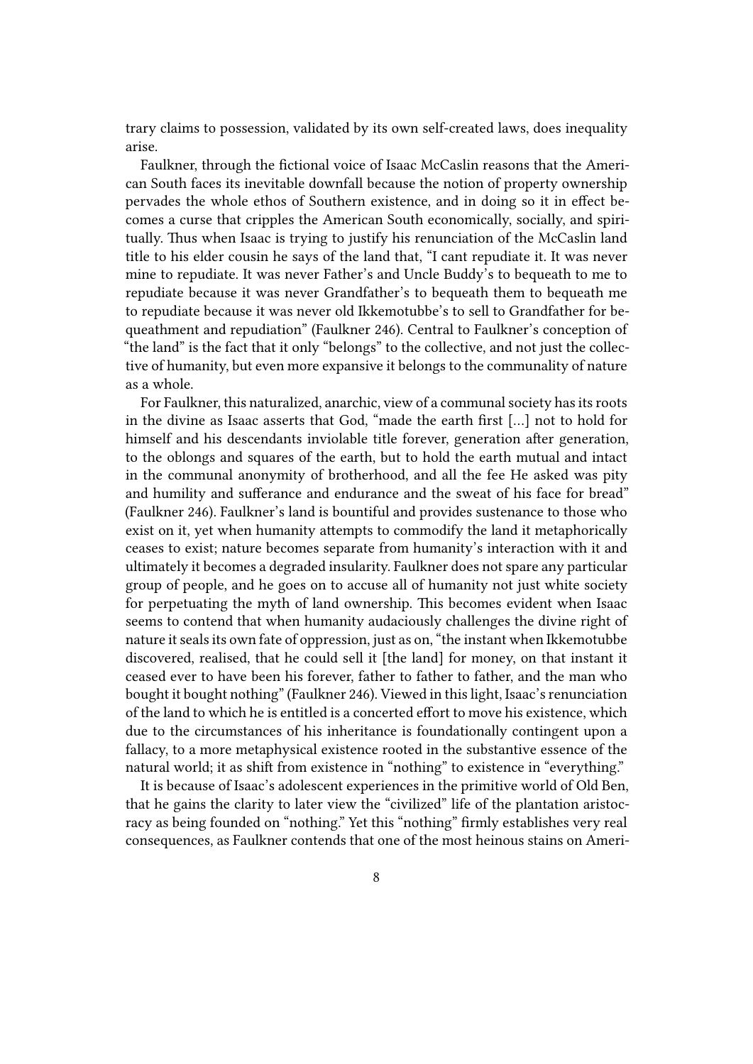trary claims to possession, validated by its own self-created laws, does inequality arise.

Faulkner, through the fictional voice of Isaac McCaslin reasons that the American South faces its inevitable downfall because the notion of property ownership pervades the whole ethos of Southern existence, and in doing so it in effect becomes a curse that cripples the American South economically, socially, and spiritually. Thus when Isaac is trying to justify his renunciation of the McCaslin land title to his elder cousin he says of the land that, "I cant repudiate it. It was never mine to repudiate. It was never Father's and Uncle Buddy's to bequeath to me to repudiate because it was never Grandfather's to bequeath them to bequeath me to repudiate because it was never old Ikkemotubbe's to sell to Grandfather for bequeathment and repudiation" (Faulkner 246). Central to Faulkner's conception of "the land" is the fact that it only "belongs" to the collective, and not just the collective of humanity, but even more expansive it belongs to the communality of nature as a whole.

For Faulkner, this naturalized, anarchic, view of a communal society has its roots in the divine as Isaac asserts that God, "made the earth first […] not to hold for himself and his descendants inviolable title forever, generation after generation, to the oblongs and squares of the earth, but to hold the earth mutual and intact in the communal anonymity of brotherhood, and all the fee He asked was pity and humility and sufferance and endurance and the sweat of his face for bread" (Faulkner 246). Faulkner's land is bountiful and provides sustenance to those who exist on it, yet when humanity attempts to commodify the land it metaphorically ceases to exist; nature becomes separate from humanity's interaction with it and ultimately it becomes a degraded insularity. Faulkner does not spare any particular group of people, and he goes on to accuse all of humanity not just white society for perpetuating the myth of land ownership. This becomes evident when Isaac seems to contend that when humanity audaciously challenges the divine right of nature it seals its own fate of oppression, just as on, "the instant when Ikkemotubbe discovered, realised, that he could sell it [the land] for money, on that instant it ceased ever to have been his forever, father to father to father, and the man who bought it bought nothing" (Faulkner 246). Viewed in this light, Isaac's renunciation of the land to which he is entitled is a concerted effort to move his existence, which due to the circumstances of his inheritance is foundationally contingent upon a fallacy, to a more metaphysical existence rooted in the substantive essence of the natural world; it as shift from existence in "nothing" to existence in "everything."

It is because of Isaac's adolescent experiences in the primitive world of Old Ben, that he gains the clarity to later view the "civilized" life of the plantation aristocracy as being founded on "nothing." Yet this "nothing" firmly establishes very real consequences, as Faulkner contends that one of the most heinous stains on Ameri-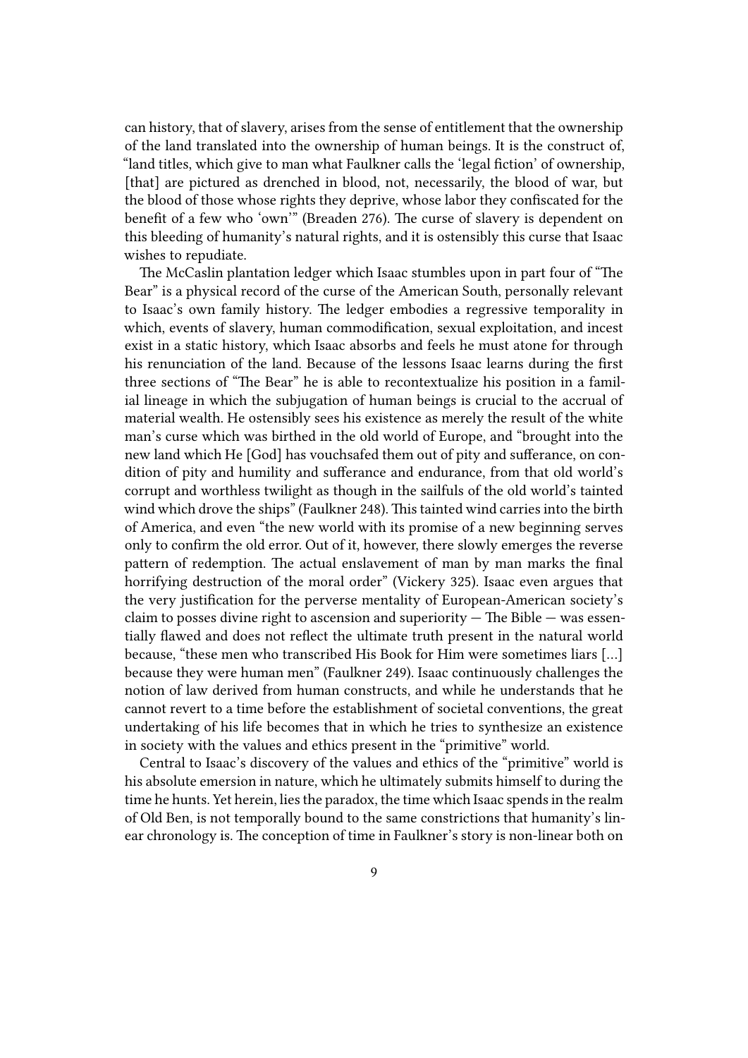can history, that of slavery, arises from the sense of entitlement that the ownership of the land translated into the ownership of human beings. It is the construct of, "land titles, which give to man what Faulkner calls the 'legal fiction' of ownership, [that] are pictured as drenched in blood, not, necessarily, the blood of war, but the blood of those whose rights they deprive, whose labor they confiscated for the benefit of a few who 'own'" (Breaden 276). The curse of slavery is dependent on this bleeding of humanity's natural rights, and it is ostensibly this curse that Isaac wishes to repudiate.

The McCaslin plantation ledger which Isaac stumbles upon in part four of "The Bear" is a physical record of the curse of the American South, personally relevant to Isaac's own family history. The ledger embodies a regressive temporality in which, events of slavery, human commodification, sexual exploitation, and incest exist in a static history, which Isaac absorbs and feels he must atone for through his renunciation of the land. Because of the lessons Isaac learns during the first three sections of "The Bear" he is able to recontextualize his position in a familial lineage in which the subjugation of human beings is crucial to the accrual of material wealth. He ostensibly sees his existence as merely the result of the white man's curse which was birthed in the old world of Europe, and "brought into the new land which He [God] has vouchsafed them out of pity and sufferance, on condition of pity and humility and sufferance and endurance, from that old world's corrupt and worthless twilight as though in the sailfuls of the old world's tainted wind which drove the ships" (Faulkner 248). This tainted wind carries into the birth of America, and even "the new world with its promise of a new beginning serves only to confirm the old error. Out of it, however, there slowly emerges the reverse pattern of redemption. The actual enslavement of man by man marks the final horrifying destruction of the moral order" (Vickery 325). Isaac even argues that the very justification for the perverse mentality of European-American society's claim to posses divine right to ascension and superiority — The Bible — was essentially flawed and does not reflect the ultimate truth present in the natural world because, "these men who transcribed His Book for Him were sometimes liars [...] because they were human men" (Faulkner 249). Isaac continuously challenges the notion of law derived from human constructs, and while he understands that he cannot revert to a time before the establishment of societal conventions, the great undertaking of his life becomes that in which he tries to synthesize an existence in society with the values and ethics present in the "primitive" world.

Central to Isaac's discovery of the values and ethics of the "primitive" world is his absolute emersion in nature, which he ultimately submits himself to during the time he hunts. Yet herein, lies the paradox, the time which Isaac spends in the realm of Old Ben, is not temporally bound to the same constrictions that humanity's linear chronology is. The conception of time in Faulkner's story is non-linear both on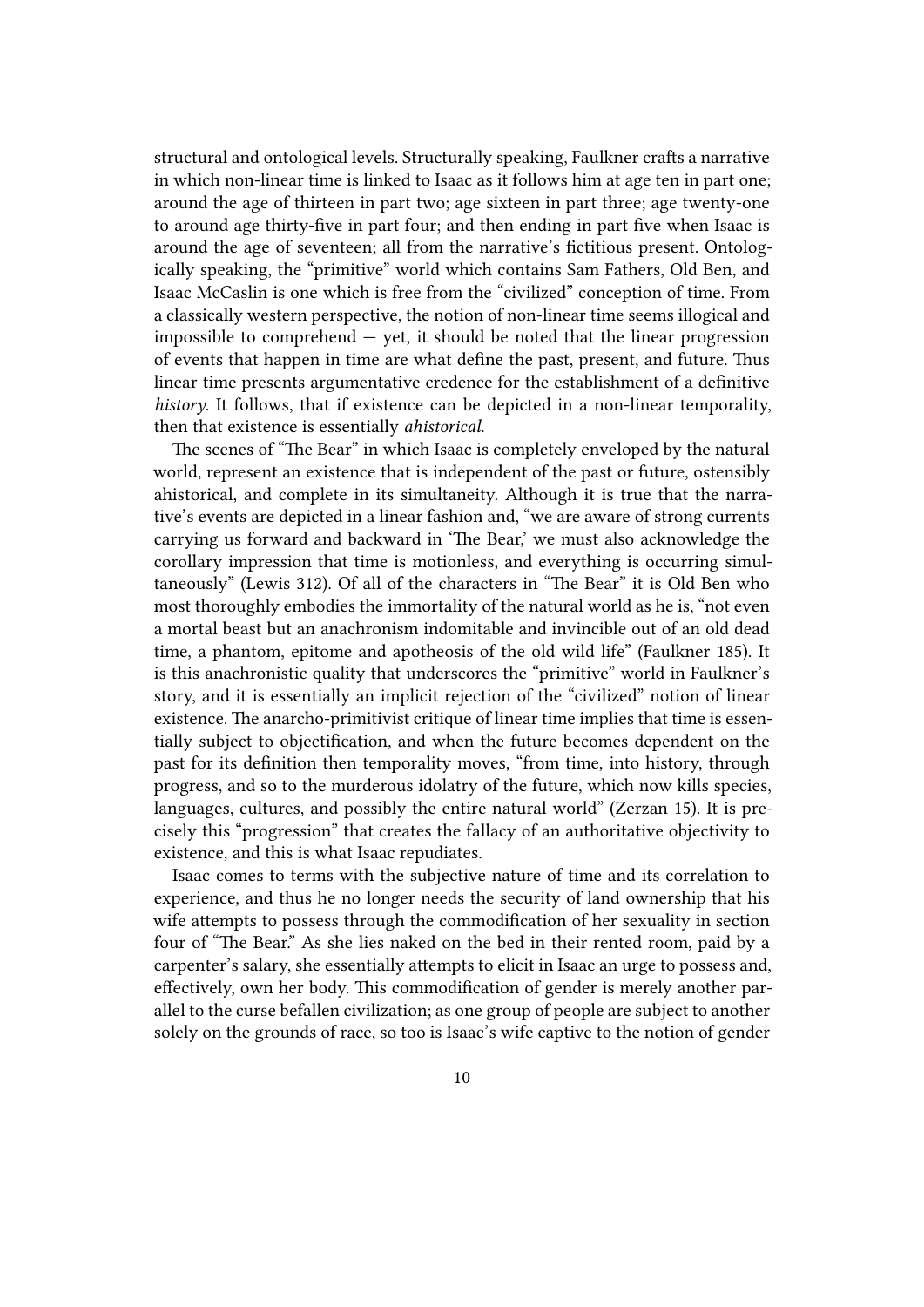structural and ontological levels. Structurally speaking, Faulkner crafts a narrative in which non-linear time is linked to Isaac as it follows him at age ten in part one; around the age of thirteen in part two; age sixteen in part three; age twenty-one to around age thirty-five in part four; and then ending in part five when Isaac is around the age of seventeen; all from the narrative's fictitious present. Ontologically speaking, the "primitive" world which contains Sam Fathers, Old Ben, and Isaac McCaslin is one which is free from the "civilized" conception of time. From a classically western perspective, the notion of non-linear time seems illogical and impossible to comprehend — yet, it should be noted that the linear progression of events that happen in time are what define the past, present, and future. Thus linear time presents argumentative credence for the establishment of a definitive *history*. It follows, that if existence can be depicted in a non-linear temporality, then that existence is essentially *ahistorical*.

The scenes of "The Bear" in which Isaac is completely enveloped by the natural world, represent an existence that is independent of the past or future, ostensibly ahistorical, and complete in its simultaneity. Although it is true that the narrative's events are depicted in a linear fashion and, "we are aware of strong currents carrying us forward and backward in 'The Bear,' we must also acknowledge the corollary impression that time is motionless, and everything is occurring simultaneously" (Lewis 312). Of all of the characters in "The Bear" it is Old Ben who most thoroughly embodies the immortality of the natural world as he is, "not even a mortal beast but an anachronism indomitable and invincible out of an old dead time, a phantom, epitome and apotheosis of the old wild life" (Faulkner 185). It is this anachronistic quality that underscores the "primitive" world in Faulkner's story, and it is essentially an implicit rejection of the "civilized" notion of linear existence. The anarcho-primitivist critique of linear time implies that time is essentially subject to objectification, and when the future becomes dependent on the past for its definition then temporality moves, "from time, into history, through progress, and so to the murderous idolatry of the future, which now kills species, languages, cultures, and possibly the entire natural world" (Zerzan 15). It is precisely this "progression" that creates the fallacy of an authoritative objectivity to existence, and this is what Isaac repudiates.

Isaac comes to terms with the subjective nature of time and its correlation to experience, and thus he no longer needs the security of land ownership that his wife attempts to possess through the commodification of her sexuality in section four of "The Bear." As she lies naked on the bed in their rented room, paid by a carpenter's salary, she essentially attempts to elicit in Isaac an urge to possess and, effectively, own her body. This commodification of gender is merely another parallel to the curse befallen civilization; as one group of people are subject to another solely on the grounds of race, so too is Isaac's wife captive to the notion of gender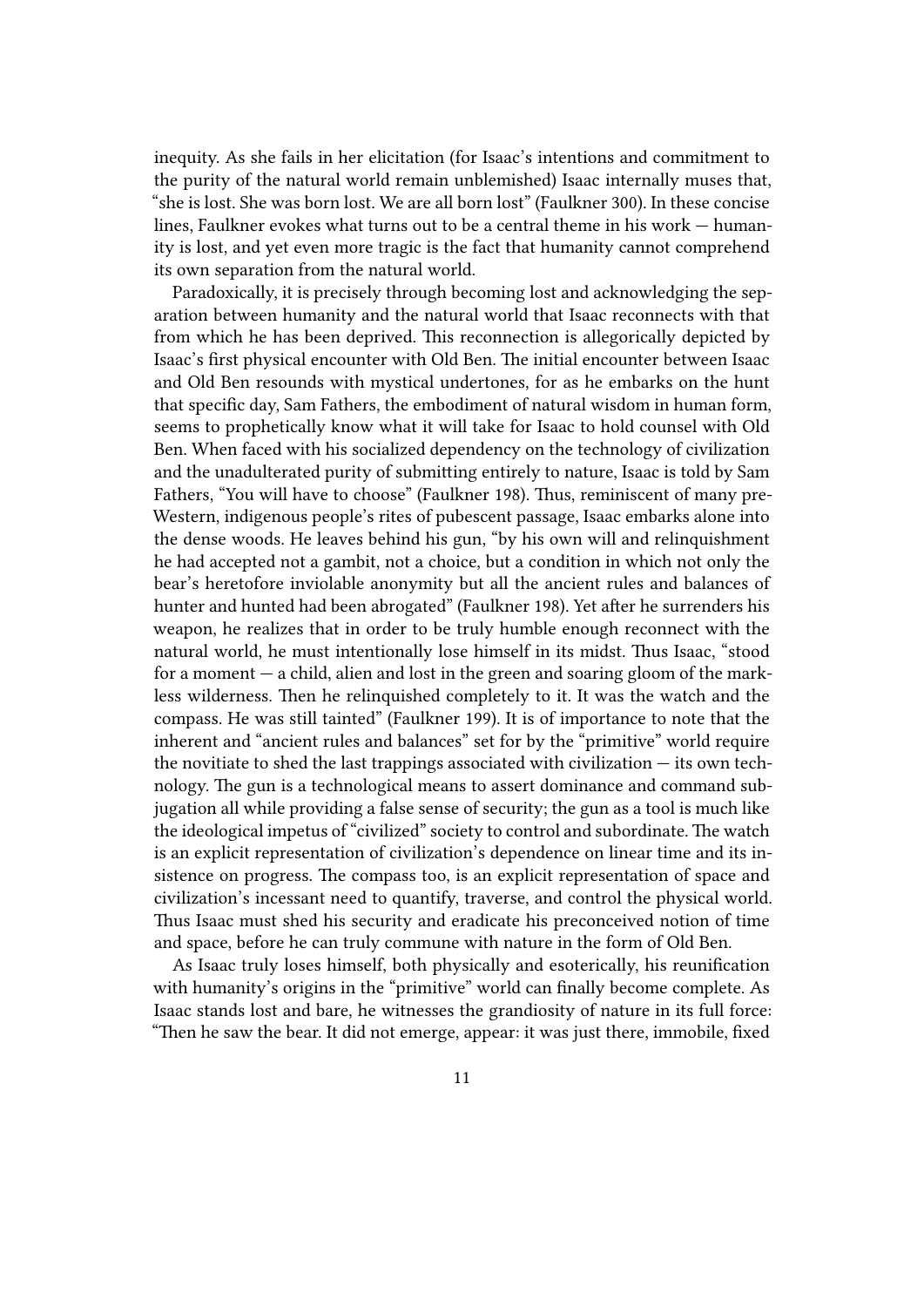inequity. As she fails in her elicitation (for Isaac's intentions and commitment to the purity of the natural world remain unblemished) Isaac internally muses that, "she is lost. She was born lost. We are all born lost" (Faulkner 300). In these concise lines, Faulkner evokes what turns out to be a central theme in his work — humanity is lost, and yet even more tragic is the fact that humanity cannot comprehend its own separation from the natural world.

Paradoxically, it is precisely through becoming lost and acknowledging the separation between humanity and the natural world that Isaac reconnects with that from which he has been deprived. This reconnection is allegorically depicted by Isaac's first physical encounter with Old Ben. The initial encounter between Isaac and Old Ben resounds with mystical undertones, for as he embarks on the hunt that specific day, Sam Fathers, the embodiment of natural wisdom in human form, seems to prophetically know what it will take for Isaac to hold counsel with Old Ben. When faced with his socialized dependency on the technology of civilization and the unadulterated purity of submitting entirely to nature, Isaac is told by Sam Fathers, "You will have to choose" (Faulkner 198). Thus, reminiscent of many pre-Western, indigenous people's rites of pubescent passage, Isaac embarks alone into the dense woods. He leaves behind his gun, "by his own will and relinquishment he had accepted not a gambit, not a choice, but a condition in which not only the bear's heretofore inviolable anonymity but all the ancient rules and balances of hunter and hunted had been abrogated" (Faulkner 198). Yet after he surrenders his weapon, he realizes that in order to be truly humble enough reconnect with the natural world, he must intentionally lose himself in its midst. Thus Isaac, "stood for a moment — a child, alien and lost in the green and soaring gloom of the markless wilderness. Then he relinquished completely to it. It was the watch and the compass. He was still tainted" (Faulkner 199). It is of importance to note that the inherent and "ancient rules and balances" set for by the "primitive" world require the novitiate to shed the last trappings associated with civilization — its own technology. The gun is a technological means to assert dominance and command subjugation all while providing a false sense of security; the gun as a tool is much like the ideological impetus of "civilized" society to control and subordinate. The watch is an explicit representation of civilization's dependence on linear time and its insistence on progress. The compass too, is an explicit representation of space and civilization's incessant need to quantify, traverse, and control the physical world. Thus Isaac must shed his security and eradicate his preconceived notion of time and space, before he can truly commune with nature in the form of Old Ben.

As Isaac truly loses himself, both physically and esoterically, his reunification with humanity's origins in the "primitive" world can finally become complete. As Isaac stands lost and bare, he witnesses the grandiosity of nature in its full force: "Then he saw the bear. It did not emerge, appear: it was just there, immobile, fixed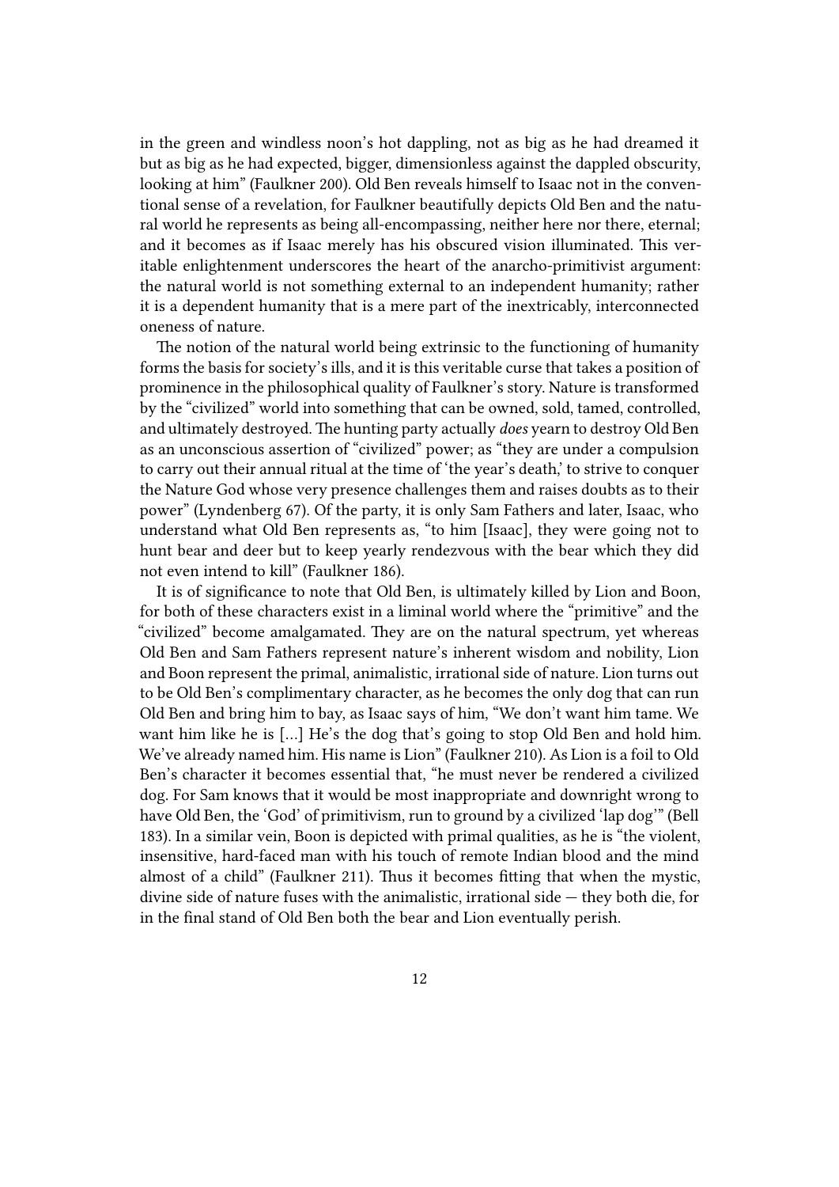in the green and windless noon's hot dappling, not as big as he had dreamed it but as big as he had expected, bigger, dimensionless against the dappled obscurity, looking at him" (Faulkner 200). Old Ben reveals himself to Isaac not in the conventional sense of a revelation, for Faulkner beautifully depicts Old Ben and the natural world he represents as being all-encompassing, neither here nor there, eternal; and it becomes as if Isaac merely has his obscured vision illuminated. This veritable enlightenment underscores the heart of the anarcho-primitivist argument: the natural world is not something external to an independent humanity; rather it is a dependent humanity that is a mere part of the inextricably, interconnected oneness of nature.

The notion of the natural world being extrinsic to the functioning of humanity forms the basis for society's ills, and it is this veritable curse that takes a position of prominence in the philosophical quality of Faulkner's story. Nature is transformed by the "civilized" world into something that can be owned, sold, tamed, controlled, and ultimately destroyed. The hunting party actually *does* yearn to destroy Old Ben as an unconscious assertion of "civilized" power; as "they are under a compulsion to carry out their annual ritual at the time of 'the year's death,' to strive to conquer the Nature God whose very presence challenges them and raises doubts as to their power" (Lyndenberg 67). Of the party, it is only Sam Fathers and later, Isaac, who understand what Old Ben represents as, "to him [Isaac], they were going not to hunt bear and deer but to keep yearly rendezvous with the bear which they did not even intend to kill" (Faulkner 186).

It is of significance to note that Old Ben, is ultimately killed by Lion and Boon, for both of these characters exist in a liminal world where the "primitive" and the "civilized" become amalgamated. They are on the natural spectrum, yet whereas Old Ben and Sam Fathers represent nature's inherent wisdom and nobility, Lion and Boon represent the primal, animalistic, irrational side of nature. Lion turns out to be Old Ben's complimentary character, as he becomes the only dog that can run Old Ben and bring him to bay, as Isaac says of him, "We don't want him tame. We want him like he is […] He's the dog that's going to stop Old Ben and hold him. We've already named him. His name is Lion" (Faulkner 210). As Lion is a foil to Old Ben's character it becomes essential that, "he must never be rendered a civilized dog. For Sam knows that it would be most inappropriate and downright wrong to have Old Ben, the 'God' of primitivism, run to ground by a civilized 'lap dog'" (Bell 183). In a similar vein, Boon is depicted with primal qualities, as he is "the violent, insensitive, hard-faced man with his touch of remote Indian blood and the mind almost of a child" (Faulkner 211). Thus it becomes fitting that when the mystic, divine side of nature fuses with the animalistic, irrational side — they both die, for in the final stand of Old Ben both the bear and Lion eventually perish.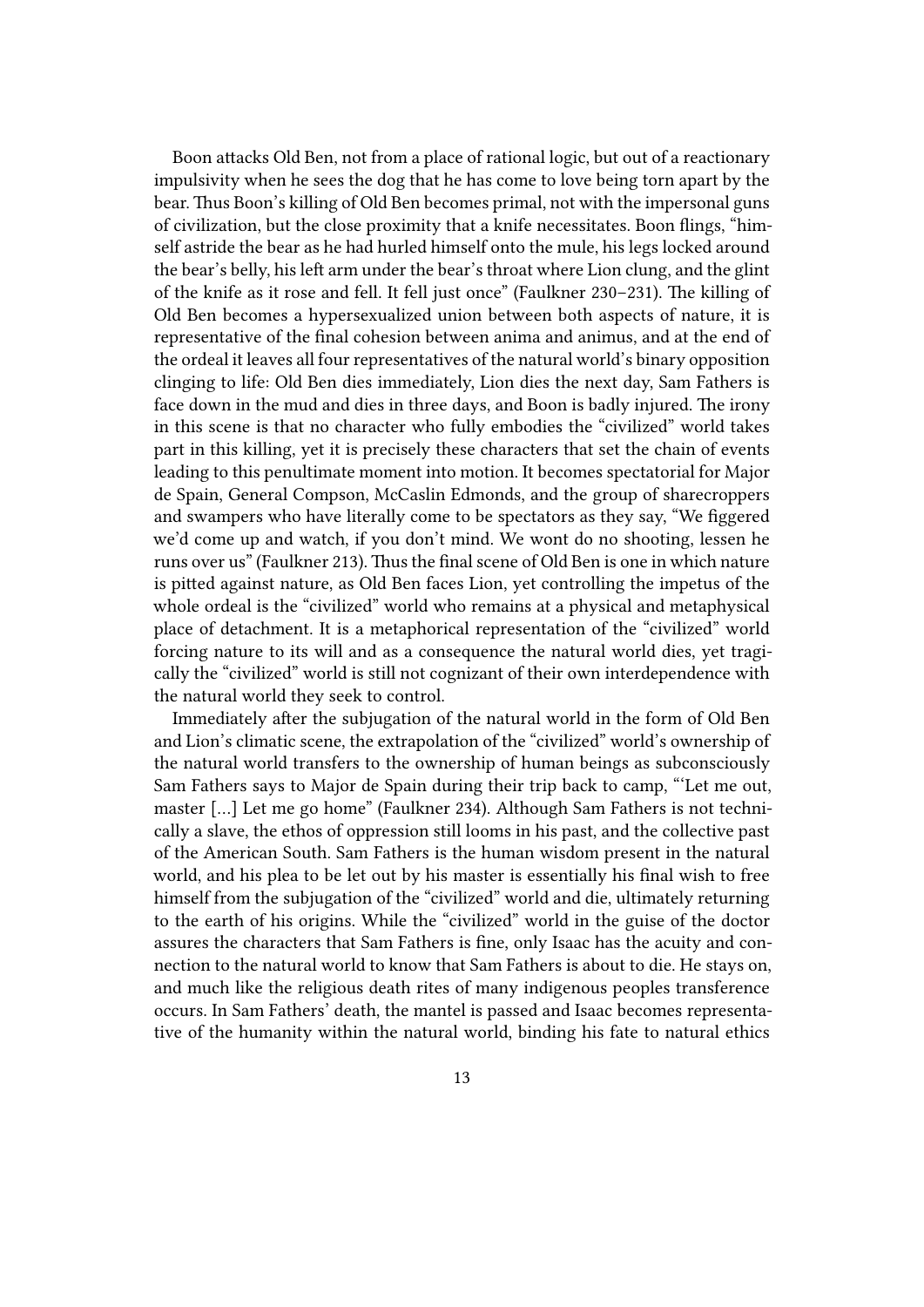Boon attacks Old Ben, not from a place of rational logic, but out of a reactionary impulsivity when he sees the dog that he has come to love being torn apart by the bear. Thus Boon's killing of Old Ben becomes primal, not with the impersonal guns of civilization, but the close proximity that a knife necessitates. Boon flings, "himself astride the bear as he had hurled himself onto the mule, his legs locked around the bear's belly, his left arm under the bear's throat where Lion clung, and the glint of the knife as it rose and fell. It fell just once" (Faulkner 230–231). The killing of Old Ben becomes a hypersexualized union between both aspects of nature, it is representative of the final cohesion between anima and animus, and at the end of the ordeal it leaves all four representatives of the natural world's binary opposition clinging to life: Old Ben dies immediately, Lion dies the next day, Sam Fathers is face down in the mud and dies in three days, and Boon is badly injured. The irony in this scene is that no character who fully embodies the "civilized" world takes part in this killing, yet it is precisely these characters that set the chain of events leading to this penultimate moment into motion. It becomes spectatorial for Major de Spain, General Compson, McCaslin Edmonds, and the group of sharecroppers and swampers who have literally come to be spectators as they say, "We figgered we'd come up and watch, if you don't mind. We wont do no shooting, lessen he runs over us" (Faulkner 213). Thus the final scene of Old Ben is one in which nature is pitted against nature, as Old Ben faces Lion, yet controlling the impetus of the whole ordeal is the "civilized" world who remains at a physical and metaphysical place of detachment. It is a metaphorical representation of the "civilized" world forcing nature to its will and as a consequence the natural world dies, yet tragically the "civilized" world is still not cognizant of their own interdependence with the natural world they seek to control.

Immediately after the subjugation of the natural world in the form of Old Ben and Lion's climatic scene, the extrapolation of the "civilized" world's ownership of the natural world transfers to the ownership of human beings as subconsciously Sam Fathers says to Major de Spain during their trip back to camp, "'Let me out, master […] Let me go home" (Faulkner 234). Although Sam Fathers is not technically a slave, the ethos of oppression still looms in his past, and the collective past of the American South. Sam Fathers is the human wisdom present in the natural world, and his plea to be let out by his master is essentially his final wish to free himself from the subjugation of the "civilized" world and die, ultimately returning to the earth of his origins. While the "civilized" world in the guise of the doctor assures the characters that Sam Fathers is fine, only Isaac has the acuity and connection to the natural world to know that Sam Fathers is about to die. He stays on, and much like the religious death rites of many indigenous peoples transference occurs. In Sam Fathers' death, the mantel is passed and Isaac becomes representative of the humanity within the natural world, binding his fate to natural ethics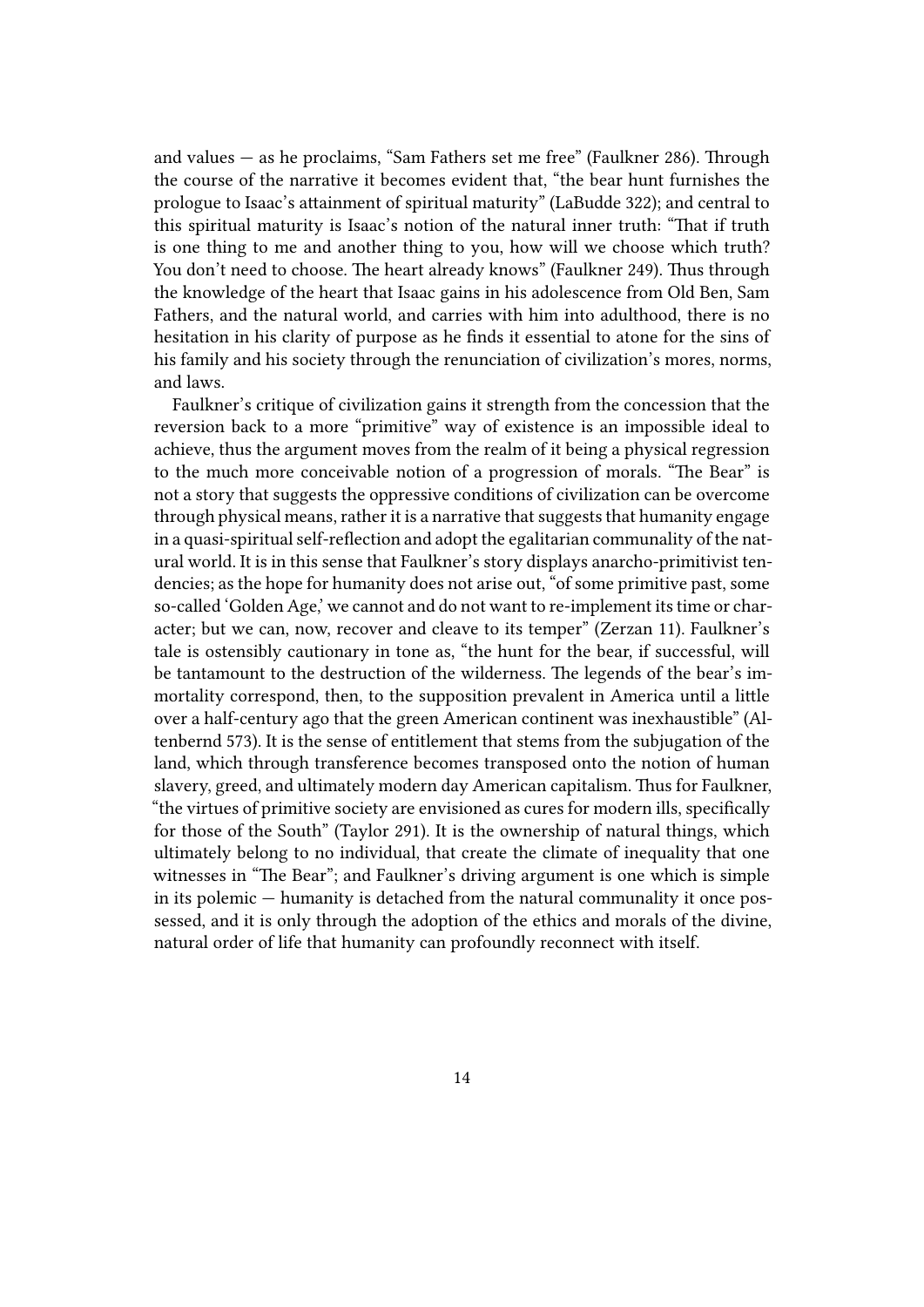and values — as he proclaims, "Sam Fathers set me free" (Faulkner 286). Through the course of the narrative it becomes evident that, "the bear hunt furnishes the prologue to Isaac's attainment of spiritual maturity" (LaBudde 322); and central to this spiritual maturity is Isaac's notion of the natural inner truth: "That if truth is one thing to me and another thing to you, how will we choose which truth? You don't need to choose. The heart already knows" (Faulkner 249). Thus through the knowledge of the heart that Isaac gains in his adolescence from Old Ben, Sam Fathers, and the natural world, and carries with him into adulthood, there is no hesitation in his clarity of purpose as he finds it essential to atone for the sins of his family and his society through the renunciation of civilization's mores, norms, and laws.

Faulkner's critique of civilization gains it strength from the concession that the reversion back to a more "primitive" way of existence is an impossible ideal to achieve, thus the argument moves from the realm of it being a physical regression to the much more conceivable notion of a progression of morals. "The Bear" is not a story that suggests the oppressive conditions of civilization can be overcome through physical means, rather it is a narrative that suggests that humanity engage in a quasi-spiritual self-reflection and adopt the egalitarian communality of the natural world. It is in this sense that Faulkner's story displays anarcho-primitivist tendencies; as the hope for humanity does not arise out, "of some primitive past, some so-called 'Golden Age,' we cannot and do not want to re-implement its time or character; but we can, now, recover and cleave to its temper" (Zerzan 11). Faulkner's tale is ostensibly cautionary in tone as, "the hunt for the bear, if successful, will be tantamount to the destruction of the wilderness. The legends of the bear's immortality correspond, then, to the supposition prevalent in America until a little over a half-century ago that the green American continent was inexhaustible" (Altenbernd 573). It is the sense of entitlement that stems from the subjugation of the land, which through transference becomes transposed onto the notion of human slavery, greed, and ultimately modern day American capitalism. Thus for Faulkner, "the virtues of primitive society are envisioned as cures for modern ills, specifically for those of the South" (Taylor 291). It is the ownership of natural things, which ultimately belong to no individual, that create the climate of inequality that one witnesses in "The Bear"; and Faulkner's driving argument is one which is simple in its polemic — humanity is detached from the natural communality it once possessed, and it is only through the adoption of the ethics and morals of the divine, natural order of life that humanity can profoundly reconnect with itself.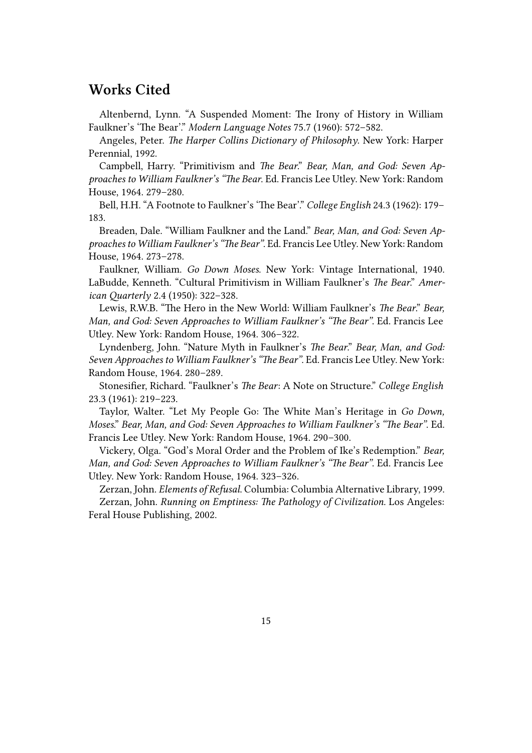## Works Cited

Altenbernd, Lynn. "A Suspended Moment: The Irony of History in William Faulkner's 'The Bear'." *Modern Language Notes* 75.7 (1960): 572–582.

Angeles, Peter. *The Harper Collins Dictionary of Philosophy*. New York: Harper Perennial, 1992.

Campbell, Harry. "Primitivism and *The Bear*." *Bear, Man, and God: Seven Approaches to William Faulkner's "The Bear.* Ed. Francis Lee Utley. New York: Random House, 1964. 279–280.

Bell, H.H. "A Footnote to Faulkner's 'The Bear'." *College English* 24.3 (1962): 179–183.

Breaden, Dale. "William Faulkner and the Land." *Bear, Man, and God: Seven Approaches to William Faulkner's "The Bear"*. Ed. Francis Lee Utley. New York: Random House, 1964. 273–278.

Faulkner, William. *Go Down Moses*. New York: Vintage International, 1940. LaBudde, Kenneth. "Cultural Primitivism in William Faulkner's *The Bear*." *American Quarterly* 2.4 (1950): 322–328.

Lewis, R.W.B. "The Hero in the New World: William Faulkner's *The Bear*." *Bear, Man, and God: Seven Approaches to William Faulkner's "The Bear"*. Ed. Francis Lee Utley. New York: Random House, 1964. 306–322.

Lyndenberg, John. "Nature Myth in Faulkner's *The Bear*." *Bear, Man, and God: Seven Approaches to William Faulkner's "The Bear"*. Ed. Francis Lee Utley. New York: Random House, 1964. 280–289.

Stonesifier, Richard. "Faulkner's *The Bear*: A Note on Structure." *College English* 23.3 (1961): 219–223.

Taylor, Walter. "Let My People Go: The White Man's Heritage in *Go Down, Moses*." *Bear, Man, and God: Seven Approaches to William Faulkner's "The Bear"*. Ed. Francis Lee Utley. New York: Random House, 1964. 290–300.

Vickery, Olga. "God's Moral Order and the Problem of Ike's Redemption." *Bear, Man, and God: Seven Approaches to William Faulkner's "The Bear"*. Ed. Francis Lee Utley. New York: Random House, 1964. 323–326.

Zerzan, John. *Elements of Refusal*. Columbia: Columbia Alternative Library, 1999.

Zerzan, John. *Running on Emptiness: The Pathology of Civilization*. Los Angeles: Feral House Publishing, 2002.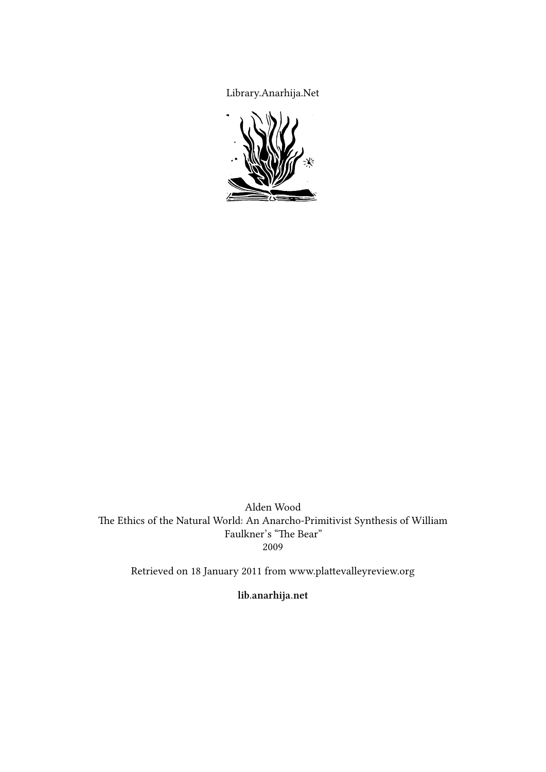Library.Anarhija.Net

Alden Wood
The Ethics of the Natural World: An Anarcho-Primitivist Synthesis of William Faulkner's "The Bear"
2009

Retrieved on 18 January 2011 from www.plattevalleyreview.org

**lib.anarhija.net**